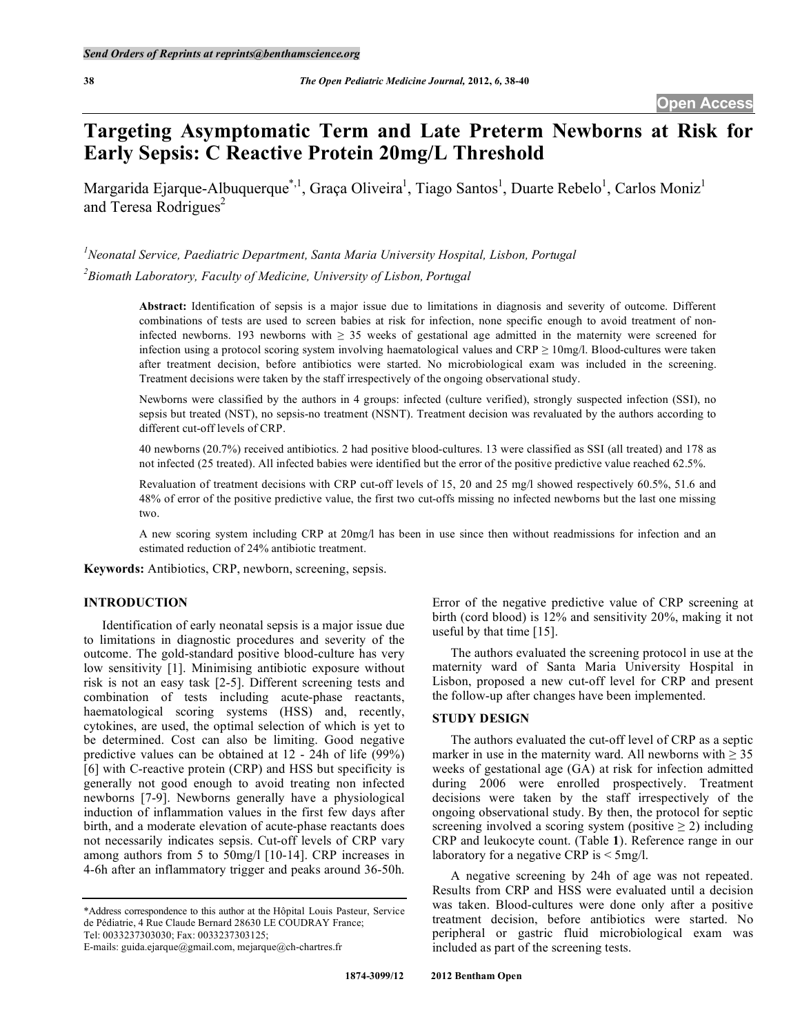# Targeting Asymptomatic Term and Late Preterm Newborns at Risk for Early Sepsis: C Reactive Protein 20mg/L Threshold

Margarida Ejarque-Albuquerque[*,1], Graça Oliveira[1], Tiago Santos[1], Duarte Rebelo[1], Carlos Moniz[1] and Teresa Rodrigues[2]

[1]*Neonatal Service, Paediatric Department, Santa Maria University Hospital, Lisbon, Portugal*

[2]*Biomath Laboratory, Faculty of Medicine, University of Lisbon, Portugal*

**Abstract:** Identification of sepsis is a major issue due to limitations in diagnosis and severity of outcome. Different combinations of tests are used to screen babies at risk for infection, none specific enough to avoid treatment of non-infected newborns. 193 newborns with ≥ 35 weeks of gestational age admitted in the maternity were screened for infection using a protocol scoring system involving haematological values and CRP ≥ 10mg/l. Blood-cultures were taken after treatment decision, before antibiotics were started. No microbiological exam was included in the screening. Treatment decisions were taken by the staff irrespectively of the ongoing observational study.

Newborns were classified by the authors in 4 groups: infected (culture verified), strongly suspected infection (SSI), no sepsis but treated (NST), no sepsis-no treatment (NSNT). Treatment decision was revaluated by the authors according to different cut-off levels of CRP.

40 newborns (20.7%) received antibiotics. 2 had positive blood-cultures. 13 were classified as SSI (all treated) and 178 as not infected (25 treated). All infected babies were identified but the error of the positive predictive value reached 62.5%.

Revaluation of treatment decisions with CRP cut-off levels of 15, 20 and 25 mg/l showed respectively 60.5%, 51.6 and 48% of error of the positive predictive value, the first two cut-offs missing no infected newborns but the last one missing two.

A new scoring system including CRP at 20mg/l has been in use since then without readmissions for infection and an estimated reduction of 24% antibiotic treatment.

**Keywords:** Antibiotics, CRP, newborn, screening, sepsis.

## INTRODUCTION

Identification of early neonatal sepsis is a major issue due to limitations in diagnostic procedures and severity of the outcome. The gold-standard positive blood-culture has very low sensitivity [1]. Minimising antibiotic exposure without risk is not an easy task [2-5]. Different screening tests and combination of tests including acute-phase reactants, haematological scoring systems (HSS) and, recently, cytokines, are used, the optimal selection of which is yet to be determined. Cost can also be limiting. Good negative predictive values can be obtained at 12 - 24h of life (99%) [6] with C-reactive protein (CRP) and HSS but specificity is generally not good enough to avoid treating non infected newborns [7-9]. Newborns generally have a physiological induction of inflammation values in the first few days after birth, and a moderate elevation of acute-phase reactants does not necessarily indicates sepsis. Cut-off levels of CRP vary among authors from 5 to 50mg/l [10-14]. CRP increases in 4-6h after an inflammatory trigger and peaks around 36-50h. Error of the negative predictive value of CRP screening at birth (cord blood) is 12% and sensitivity 20%, making it not useful by that time [15].

The authors evaluated the screening protocol in use at the maternity ward of Santa Maria University Hospital in Lisbon, proposed a new cut-off level for CRP and present the follow-up after changes have been implemented.

## STUDY DESIGN

The authors evaluated the cut-off level of CRP as a septic marker in use in the maternity ward. All newborns with ≥ 35 weeks of gestational age (GA) at risk for infection admitted during 2006 were enrolled prospectively. Treatment decisions were taken by the staff irrespectively of the ongoing observational study. By then, the protocol for septic screening involved a scoring system (positive ≥ 2) including CRP and leukocyte count. (Table **1**). Reference range in our laboratory for a negative CRP is < 5mg/l.

A negative screening by 24h of age was not repeated. Results from CRP and HSS were evaluated until a decision was taken. Blood-cultures were done only after a positive treatment decision, before antibiotics were started. No peripheral or gastric fluid microbiological exam was included as part of the screening tests.

*Address correspondence to this author at the Hôpital Louis Pasteur, Service de Pédiatrie, 4 Rue Claude Bernard 28630 LE COUDRAY France; Tel: 0033237303030; Fax: 0033237303125; E-mails: guida.ejarque@gmail.com, mejarque@ch-chartres.fr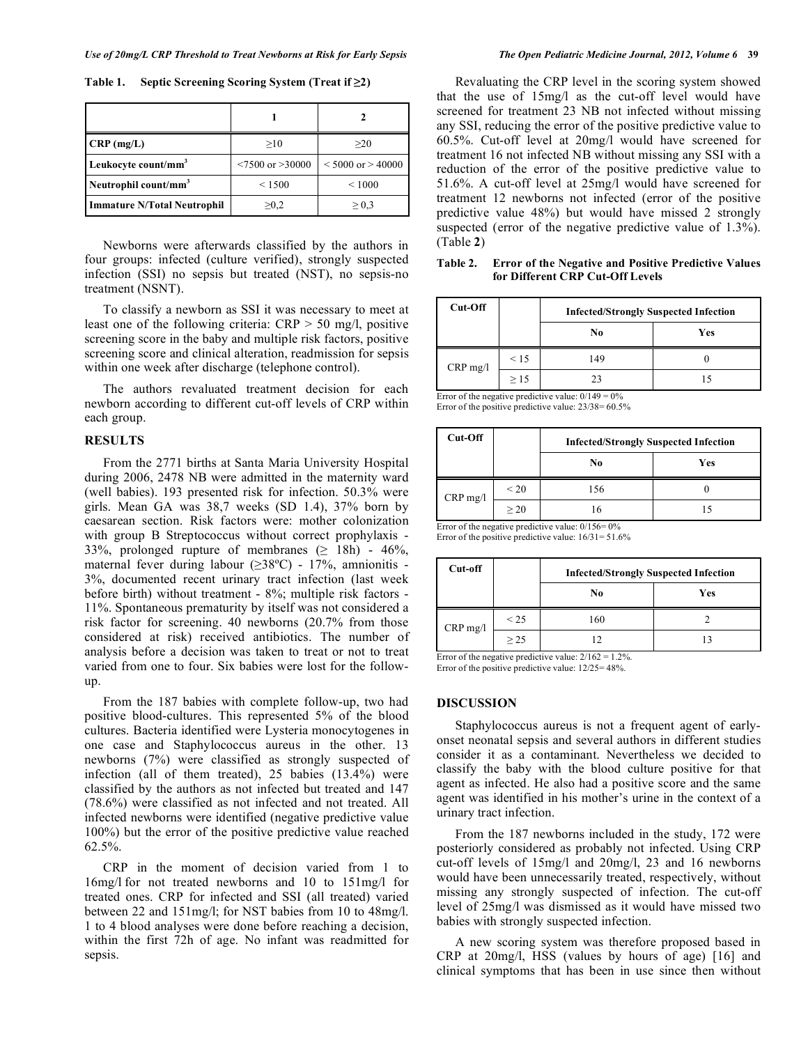**Table 1. Septic Screening Scoring System (Treat if ≥2)**

| | 1 | 2 |
|---|---|---|
| **CRP (mg/L)** | ≥10 | ≥20 |
| **Leukocyte count/mm$^3$** | <7500 or >30000 | < 5000 or > 40000 |
| **Neutrophil count/mm$^3$** | < 1500 | < 1000 |
| **Immature N/Total Neutrophil** | ≥0,2 | ≥ 0,3 |

Newborns were afterwards classified by the authors in four groups: infected (culture verified), strongly suspected infection (SSI) no sepsis but treated (NST), no sepsis-no treatment (NSNT).

To classify a newborn as SSI it was necessary to meet at least one of the following criteria: CRP > 50 mg/l, positive screening score in the baby and multiple risk factors, positive screening score and clinical alteration, readmission for sepsis within one week after discharge (telephone control).

The authors revaluated treatment decision for each newborn according to different cut-off levels of CRP within each group.

## RESULTS

From the 2771 births at Santa Maria University Hospital during 2006, 2478 NB were admitted in the maternity ward (well babies). 193 presented risk for infection. 50.3% were girls. Mean GA was 38,7 weeks (SD 1.4), 37% born by caesarean section. Risk factors were: mother colonization with group B Streptococcus without correct prophylaxis - 33%, prolonged rupture of membranes (≥ 18h) - 46%, maternal fever during labour (≥38ºC) - 17%, amnionitis - 3%, documented recent urinary tract infection (last week before birth) without treatment - 8%; multiple risk factors - 11%. Spontaneous prematurity by itself was not considered a risk factor for screening. 40 newborns (20.7% from those considered at risk) received antibiotics. The number of analysis before a decision was taken to treat or not to treat varied from one to four. Six babies were lost for the follow-up.

From the 187 babies with complete follow-up, two had positive blood-cultures. This represented 5% of the blood cultures. Bacteria identified were Lysteria monocytogenes in one case and Staphylococcus aureus in the other. 13 newborns (7%) were classified as strongly suspected of infection (all of them treated), 25 babies (13.4%) were classified by the authors as not infected but treated and 147 (78.6%) were classified as not infected and not treated. All infected newborns were identified (negative predictive value 100%) but the error of the positive predictive value reached 62.5%.

CRP in the moment of decision varied from 1 to 16mg/l for not treated newborns and 10 to 151mg/l for treated ones. CRP for infected and SSI (all treated) varied between 22 and 151mg/l; for NST babies from 10 to 48mg/l. 1 to 4 blood analyses were done before reaching a decision, within the first 72h of age. No infant was readmitted for sepsis.

Revaluating the CRP level in the scoring system showed that the use of 15mg/l as the cut-off level would have screened for treatment 23 NB not infected without missing any SSI, reducing the error of the positive predictive value to 60.5%. Cut-off level at 20mg/l would have screened for treatment 16 not infected NB without missing any SSI with a reduction of the error of the positive predictive value to 51.6%. A cut-off level at 25mg/l would have screened for treatment 12 newborns not infected (error of the positive predictive value 48%) but would have missed 2 strongly suspected (error of the negative predictive value of 1.3%). (Table **2**)

**Table 2. Error of the Negative and Positive Predictive Values for Different CRP Cut-Off Levels**

| Cut-Off | | Infected/Strongly Suspected Infection | |
|---|---|---|---|
| | | No | Yes |
| CRP mg/l | < 15 | 149 | 0 |
| | ≥ 15 | 23 | 15 |

Error of the negative predictive value: 0/149 = 0%
Error of the positive predictive value: 23/38= 60.5%

| Cut-Off | | Infected/Strongly Suspected Infection | |
|---|---|---|---|
| | | No | Yes |
| CRP mg/l | < 20 | 156 | 0 |
| | ≥ 20 | 16 | 15 |

Error of the negative predictive value: 0/156= 0%
Error of the positive predictive value: 16/31= 51.6%

| Cut-off | | Infected/Strongly Suspected Infection | |
|---|---|---|---|
| | | No | Yes |
| CRP mg/l | < 25 | 160 | 2 |
| | ≥ 25 | 12 | 13 |

Error of the negative predictive value: 2/162 = 1.2%.
Error of the positive predictive value: 12/25= 48%.

## DISCUSSION

Staphylococcus aureus is not a frequent agent of early-onset neonatal sepsis and several authors in different studies consider it as a contaminant. Nevertheless we decided to classify the baby with the blood culture positive for that agent as infected. He also had a positive score and the same agent was identified in his mother's urine in the context of a urinary tract infection.

From the 187 newborns included in the study, 172 were posteriorly considered as probably not infected. Using CRP cut-off levels of 15mg/l and 20mg/l, 23 and 16 newborns would have been unnecessarily treated, respectively, without missing any strongly suspected of infection. The cut-off level of 25mg/l was dismissed as it would have missed two babies with strongly suspected infection.

A new scoring system was therefore proposed based in CRP at 20mg/l, HSS (values by hours of age) [16] and clinical symptoms that has been in use since then without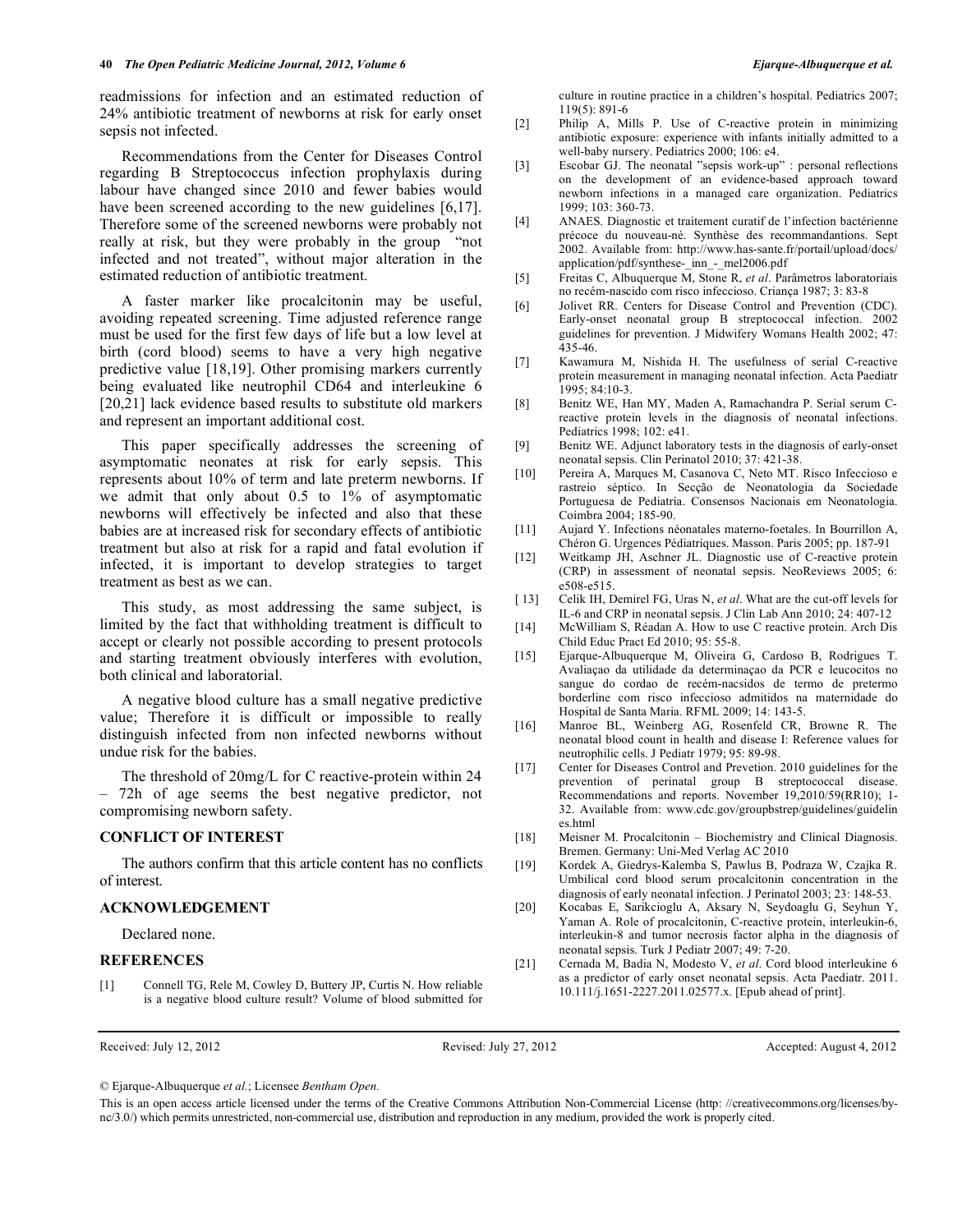readmissions for infection and an estimated reduction of 24% antibiotic treatment of newborns at risk for early onset sepsis not infected.

Recommendations from the Center for Diseases Control regarding B Streptococcus infection prophylaxis during labour have changed since 2010 and fewer babies would have been screened according to the new guidelines [6,17]. Therefore some of the screened newborns were probably not really at risk, but they were probably in the group "not infected and not treated", without major alteration in the estimated reduction of antibiotic treatment.

A faster marker like procalcitonin may be useful, avoiding repeated screening. Time adjusted reference range must be used for the first few days of life but a low level at birth (cord blood) seems to have a very high negative predictive value [18,19]. Other promising markers currently being evaluated like neutrophil CD64 and interleukine 6 [20,21] lack evidence based results to substitute old markers and represent an important additional cost.

This paper specifically addresses the screening of asymptomatic neonates at risk for early sepsis. This represents about 10% of term and late preterm newborns. If we admit that only about 0.5 to 1% of asymptomatic newborns will effectively be infected and also that these babies are at increased risk for secondary effects of antibiotic treatment but also at risk for a rapid and fatal evolution if infected, it is important to develop strategies to target treatment as best as we can.

This study, as most addressing the same subject, is limited by the fact that withholding treatment is difficult to accept or clearly not possible according to present protocols and starting treatment obviously interferes with evolution, both clinical and laboratorial.

A negative blood culture has a small negative predictive value; Therefore it is difficult or impossible to really distinguish infected from non infected newborns without undue risk for the babies.

The threshold of 20mg/L for C reactive-protein within 24 – 72h of age seems the best negative predictor, not compromising newborn safety.

## CONFLICT OF INTEREST

The authors confirm that this article content has no conflicts of interest.

## ACKNOWLEDGEMENT

Declared none.

## REFERENCES

[1] Connell TG, Rele M, Cowley D, Buttery JP, Curtis N. How reliable is a negative blood culture result? Volume of blood submitted for culture in routine practice in a children's hospital. Pediatrics 2007; 119(5): 891-6

[2] Philip A, Mills P. Use of C-reactive protein in minimizing antibiotic exposure: experience with infants initially admitted to a well-baby nursery. Pediatrics 2000; 106: e4.

[3] Escobar GJ. The neonatal "sepsis work-up" : personal reflections on the development of an evidence-based approach toward newborn infections in a managed care organization. Pediatrics 1999; 103: 360-73.

[4] ANAES. Diagnostic et traitement curatif de l'infection bactérienne précoce du nouveau-né. Synthèse des recommandantions. Sept 2002. Available from: http://www.has-sante.fr/portail/upload/docs/application/pdf/synthese-_inn_-_mel2006.pdf

[5] Freitas C, Albuquerque M, Stone R, *et al*. Parâmetros laboratoriais no recém-nascido com risco infeccioso. Criança 1987; 3: 83-8

[6] Jolivet RR. Centers for Disease Control and Prevention (CDC). Early-onset neonatal group B streptococcal infection. 2002 guidelines for prevention. J Midwifery Womans Health 2002; 47: 435-46.

[7] Kawamura M, Nishida H. The usefulness of serial C-reactive protein measurement in managing neonatal infection. Acta Paediatr 1995; 84:10-3.

[8] Benitz WE, Han MY, Maden A, Ramachandra P. Serial serum C-reactive protein levels in the diagnosis of neonatal infections. Pediatrics 1998; 102: e41.

[9] Benitz WE. Adjunct laboratory tests in the diagnosis of early-onset neonatal sepsis. Clin Perinatol 2010; 37: 421-38.

[10] Pereira A, Marques M, Casanova C, Neto MT. Risco Infeccioso e rastreio séptico. In Secção de Neonatologia da Sociedade Portuguesa de Pediatria. Consensos Nacionais em Neonatologia. Coimbra 2004; 185-90.

[11] Aujard Y. Infections néonatales materno-foetales. In Bourrillon A, Chéron G. Urgences Pédiatriques. Masson. Paris 2005; pp. 187-91

[12] Weitkamp JH, Aschner JL. Diagnostic use of C-reactive protein (CRP) in assessment of neonatal sepsis. NeoReviews 2005; 6: e508-e515.

[13] Celik IH, Demirel FG, Uras N, *et al*. What are the cut-off levels for IL-6 and CRP in neonatal sepsis. J Clin Lab Ann 2010; 24: 407-12

[14] McWilliam S, Réadan A. How to use C reactive protein. Arch Dis Child Educ Pract Ed 2010; 95: 55-8.

[15] Ejarque-Albuquerque M, Oliveira G, Cardoso B, Rodrigues T. Avaliaçao da utilidade da determinaçao da PCR e leucocitos no sangue do cordao de recém-nacsidos de termo de pretermo borderline com risco infeccioso admitidos na maternidade do Hospital de Santa Maria. RFML 2009; 14: 143-5.

[16] Manroe BL, Weinberg AG, Rosenfeld CR, Browne R. The neonatal blood count in health and disease I: Reference values for neutrophilic cells. J Pediatr 1979; 95: 89-98.

[17] Center for Diseases Control and Prevetion. 2010 guidelines for the prevention of perinatal group B streptococcal disease. Recommendations and reports. November 19,2010/59(RR10); 1-32. Available from: www.cdc.gov/groupbstrep/guidelines/guidelines.html

[18] Meisner M. Procalcitonin – Biochemistry and Clinical Diagnosis. Bremen. Germany: Uni-Med Verlag AC 2010

[19] Kordek A, Giedrys-Kalemba S, Pawlus B, Podraza W, Czajka R. Umbilical cord blood serum procalcitonin concentration in the diagnosis of early neonatal infection. J Perinatol 2003; 23: 148-53.

[20] Kocabas E, Sarikcioglu A, Aksary N, Seydoaglu G, Seyhun Y, Yaman A. Role of procalcitonin, C-reactive protein, interleukin-6, interleukin-8 and tumor necrosis factor alpha in the diagnosis of neonatal sepsis. Turk J Pediatr 2007; 49: 7-20.

[21] Cernada M, Badia N, Modesto V, *et al*. Cord blood interleukine 6 as a predictor of early onset neonatal sepsis. Acta Paediatr. 2011. 10.111/j.1651-2227.2011.02577.x. [Epub ahead of print].

Received: July 12, 2012 Revised: July 27, 2012 Accepted: August 4, 2012

© Ejarque-Albuquerque *et al.*; Licensee *Bentham Open.*

This is an open access article licensed under the terms of the Creative Commons Attribution Non-Commercial License (http: //creativecommons.org/licenses/by-nc/3.0/) which permits unrestricted, non-commercial use, distribution and reproduction in any medium, provided the work is properly cited.